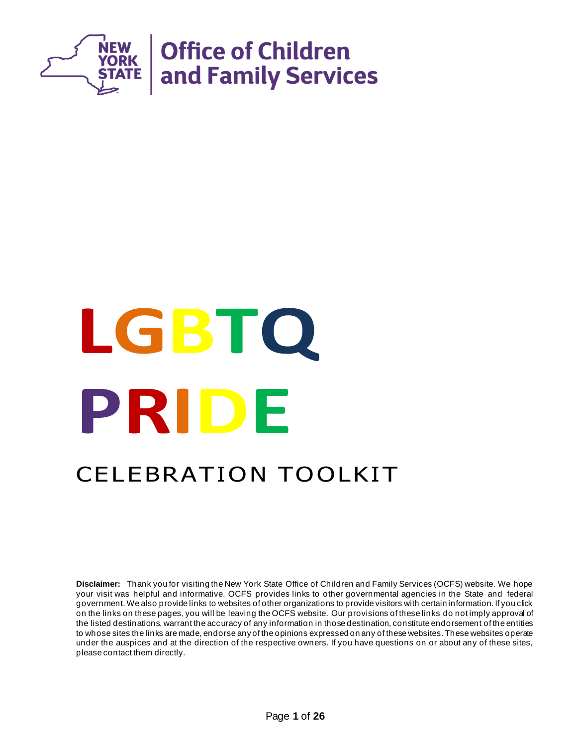New York State Office of Children and Family Services

# LGBTQ PRIDE

## CELEBRATION TOOLKIT

**Disclaimer:** Thank you for visiting the New York State Office of Children and Family Services (OCFS) website. We hope your visit was helpful and informative. OCFS provides links to other governmental agencies in the State and federal government. We also provide links to websites of other organizations to provide visitors with certain information. If you click on the links on these pages, you will be leaving the OCFS website. Our provisions of these links do not imply approval of the listed destinations, warrant the accuracy of any information in those destination, constitute endorsement of the entities to whose sites the links are made, endorse any of the opinions expressed on any of these websites. These websites operate under the auspices and at the direction of the respective owners. If you have questions on or about any of these sites, please contact them directly.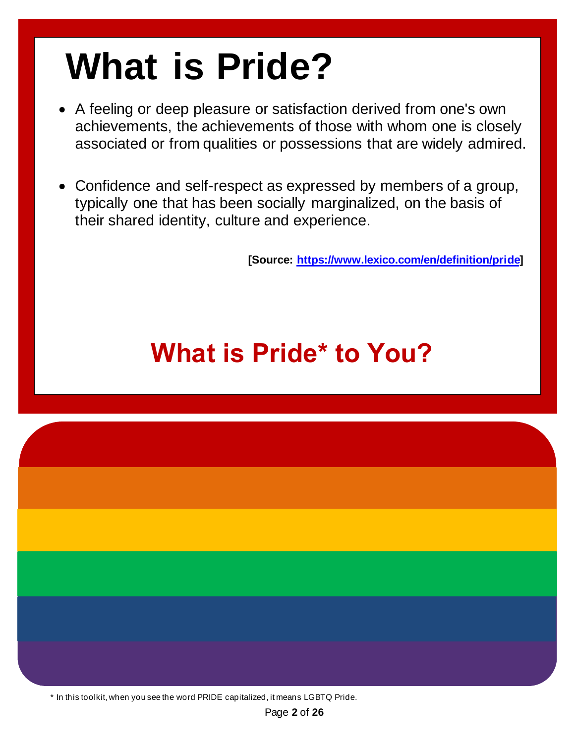# What is Pride?

- A feeling or deep pleasure or satisfaction derived from one's own achievements, the achievements of those with whom one is closely associated or from qualities or possessions that are widely admired.

- Confidence and self-respect as expressed by members of a group, typically one that has been socially marginalized, on the basis of their shared identity, culture and experience.

**[Source: [https://www.lexico.com/en/definition/pride](https://www.lexico.com/en/definition/pride)]**

## What is Pride* to You?

* In this toolkit, when you see the word PRIDE capitalized, it means LGBTQ Pride.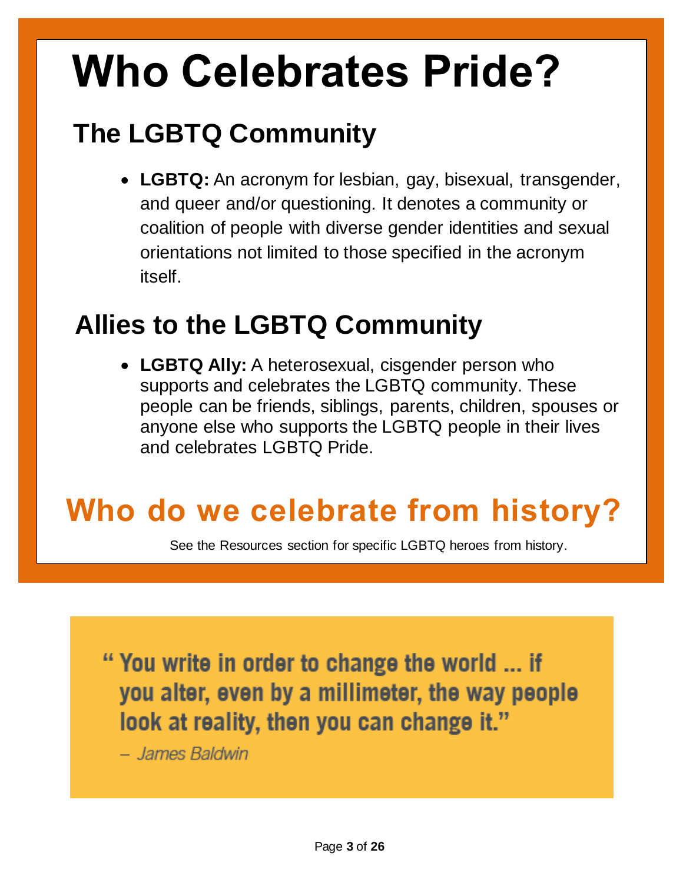# Who Celebrates Pride?

## The LGBTQ Community

- **LGBTQ:** An acronym for lesbian, gay, bisexual, transgender, and queer and/or questioning. It denotes a community or coalition of people with diverse gender identities and sexual orientations not limited to those specified in the acronym itself.

## Allies to the LGBTQ Community

- **LGBTQ Ally:** A heterosexual, cisgender person who supports and celebrates the LGBTQ community. These people can be friends, siblings, parents, children, spouses or anyone else who supports the LGBTQ people in their lives and celebrates LGBTQ Pride.

## Who do we celebrate from history?

See the Resources section for specific LGBTQ heroes from history.

> "You write in order to change the world … if you alter, even by a millimeter, the way people look at reality, then you can change it."
>
> – *James Baldwin*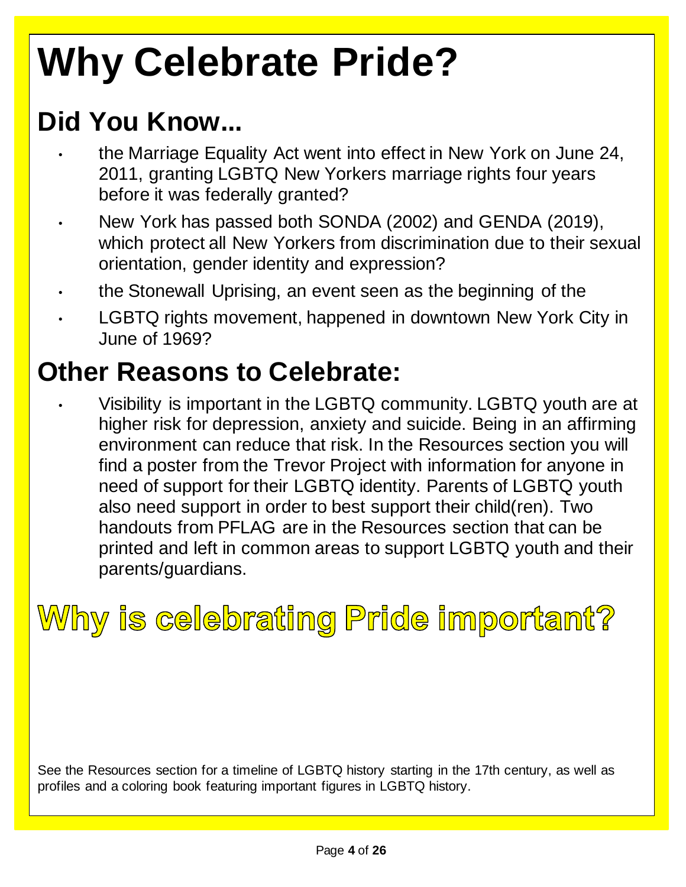# Why Celebrate Pride?

## Did You Know...

- the Marriage Equality Act went into effect in New York on June 24, 2011, granting LGBTQ New Yorkers marriage rights four years before it was federally granted?
- New York has passed both SONDA (2002) and GENDA (2019), which protect all New Yorkers from discrimination due to their sexual orientation, gender identity and expression?
- the Stonewall Uprising, an event seen as the beginning of the
- LGBTQ rights movement, happened in downtown New York City in June of 1969?

## Other Reasons to Celebrate:

- Visibility is important in the LGBTQ community. LGBTQ youth are at higher risk for depression, anxiety and suicide. Being in an affirming environment can reduce that risk. In the Resources section you will find a poster from the Trevor Project with information for anyone in need of support for their LGBTQ identity. Parents of LGBTQ youth also need support in order to best support their child(ren). Two handouts from PFLAG are in the Resources section that can be printed and left in common areas to support LGBTQ youth and their parents/guardians.

## Why is celebrating Pride important?

See the Resources section for a timeline of LGBTQ history starting in the 17th century, as well as profiles and a coloring book featuring important figures in LGBTQ history.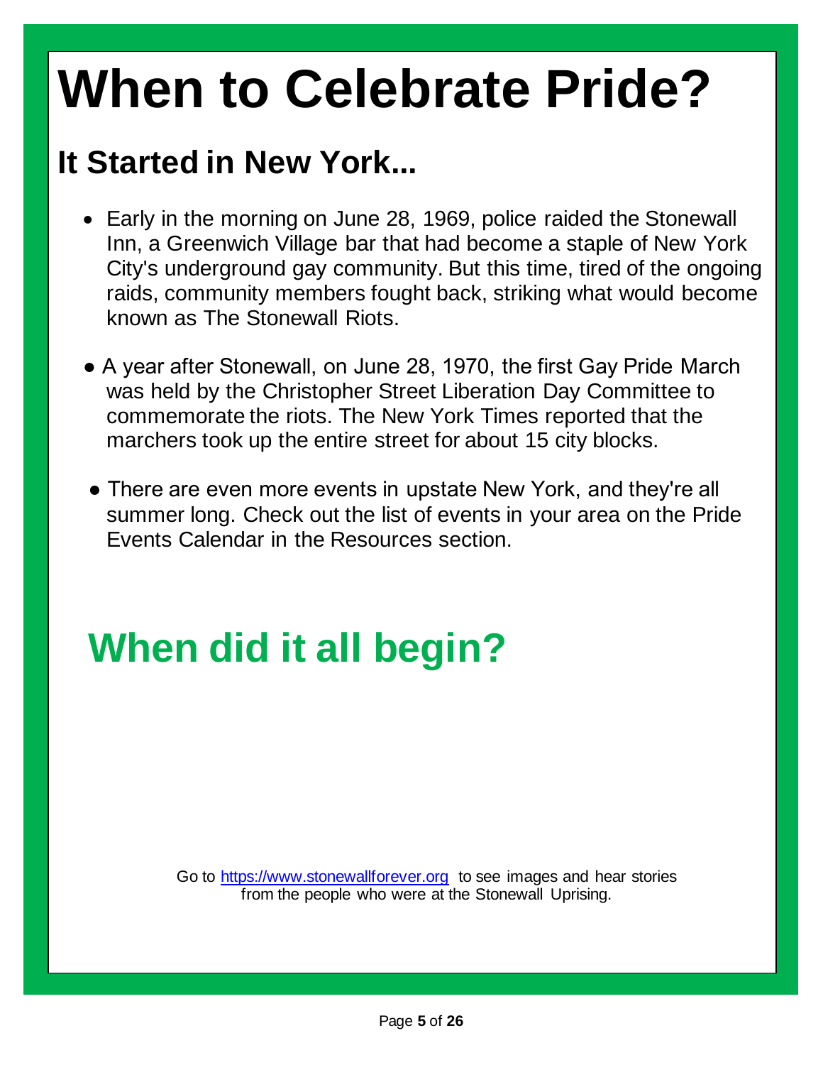# When to Celebrate Pride?

## It Started in New York...

- Early in the morning on June 28, 1969, police raided the Stonewall Inn, a Greenwich Village bar that had become a staple of New York City's underground gay community. But this time, tired of the ongoing raids, community members fought back, striking what would become known as The Stonewall Riots.
- A year after Stonewall, on June 28, 1970, the first Gay Pride March was held by the Christopher Street Liberation Day Committee to commemorate the riots. The New York Times reported that the marchers took up the entire street for about 15 city blocks.
- There are even more events in upstate New York, and they're all summer long. Check out the list of events in your area on the Pride Events Calendar in the Resources section.

## When did it all begin?

Go to [https://www.stonewallforever.org](https://www.stonewallforever.org) to see images and hear stories from the people who were at the Stonewall Uprising.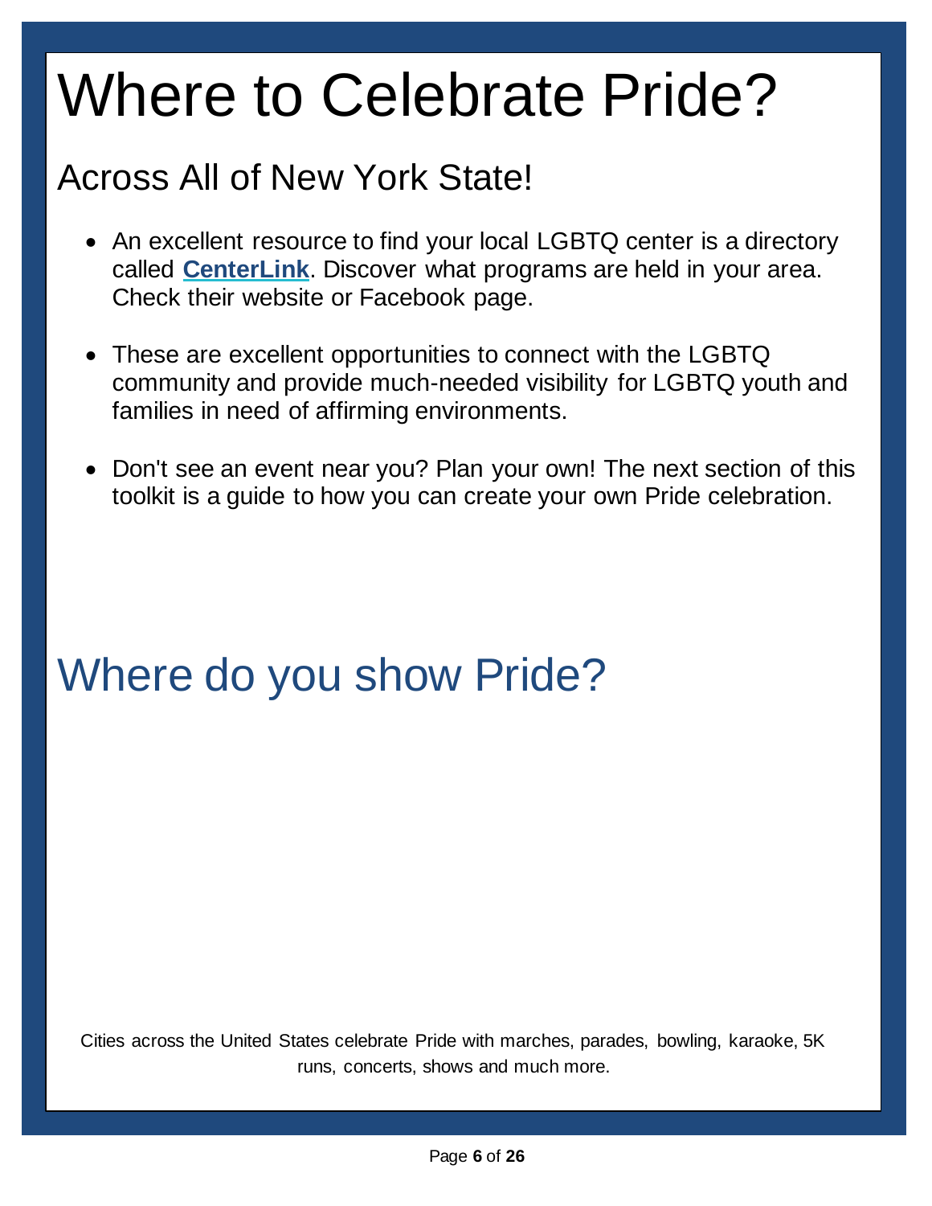# Where to Celebrate Pride?

## Across All of New York State!

- An excellent resource to find your local LGBTQ center is a directory called **CenterLink**. Discover what programs are held in your area. Check their website or Facebook page.

- These are excellent opportunities to connect with the LGBTQ community and provide much-needed visibility for LGBTQ youth and families in need of affirming environments.

- Don't see an event near you? Plan your own! The next section of this toolkit is a guide to how you can create your own Pride celebration.

# Where do you show Pride?

Cities across the United States celebrate Pride with marches, parades, bowling, karaoke, 5K runs, concerts, shows and much more.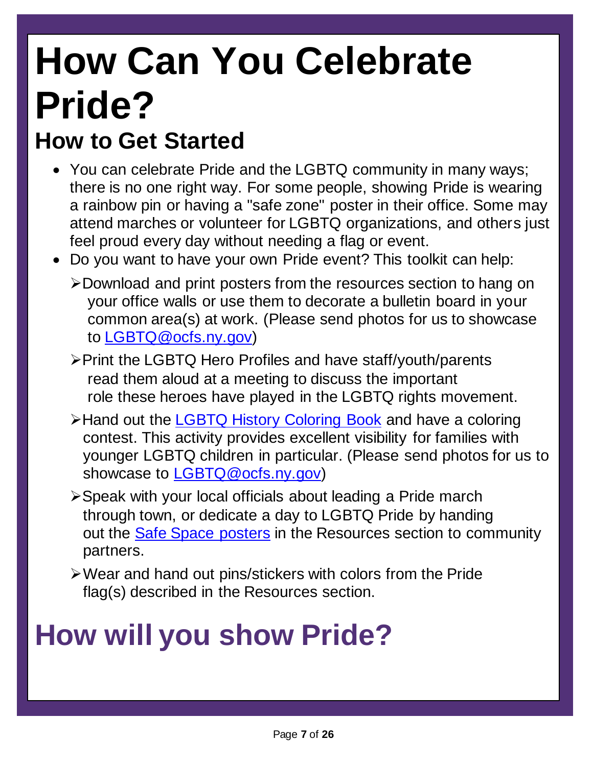# How Can You Celebrate Pride?

## How to Get Started

- You can celebrate Pride and the LGBTQ community in many ways; there is no one right way. For some people, showing Pride is wearing a rainbow pin or having a "safe zone" poster in their office. Some may attend marches or volunteer for LGBTQ organizations, and others just feel proud every day without needing a flag or event.
- Do you want to have your own Pride event? This toolkit can help:
  - Download and print posters from the resources section to hang on your office walls or use them to decorate a bulletin board in your common area(s) at work. (Please send photos for us to showcase to LGBTQ@ocfs.ny.gov)
  - Print the LGBTQ Hero Profiles and have staff/youth/parents read them aloud at a meeting to discuss the important role these heroes have played in the LGBTQ rights movement.
  - Hand out the LGBTQ History Coloring Book and have a coloring contest. This activity provides excellent visibility for families with younger LGBTQ children in particular. (Please send photos for us to showcase to LGBTQ@ocfs.ny.gov)
  - Speak with your local officials about leading a Pride march through town, or dedicate a day to LGBTQ Pride by handing out the Safe Space posters in the Resources section to community partners.
  - Wear and hand out pins/stickers with colors from the Pride flag(s) described in the Resources section.

# How will you show Pride?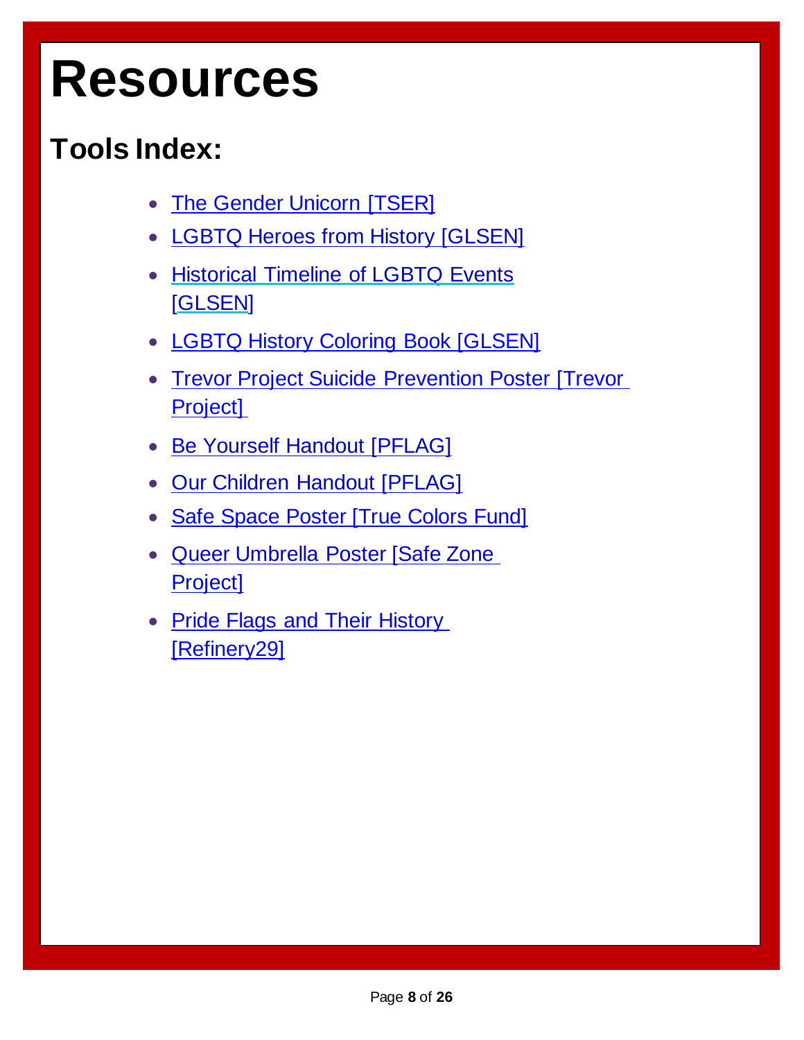# Resources

## Tools Index:

- The Gender Unicorn [TSER]
- LGBTQ Heroes from History [GLSEN]
- Historical Timeline of LGBTQ Events [GLSEN]
- LGBTQ History Coloring Book [GLSEN]
- Trevor Project Suicide Prevention Poster [Trevor Project]
- Be Yourself Handout [PFLAG]
- Our Children Handout [PFLAG]
- Safe Space Poster [True Colors Fund]
- Queer Umbrella Poster [Safe Zone Project]
- Pride Flags and Their History [Refinery29]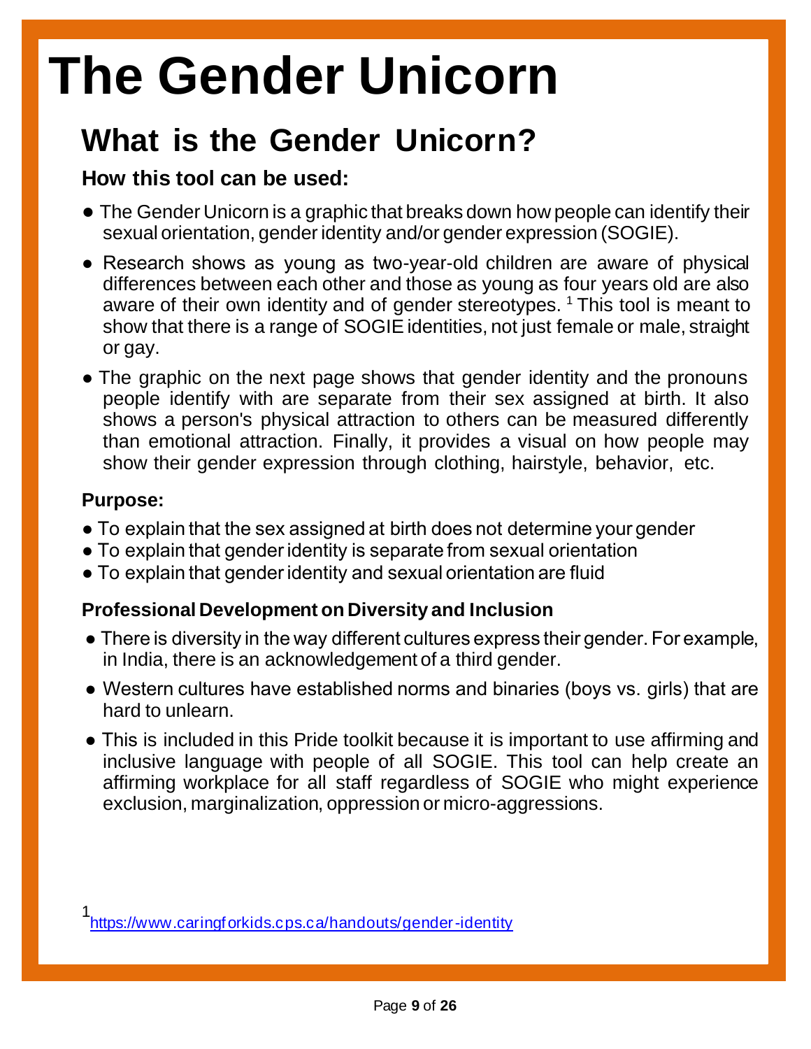# The Gender Unicorn

## What is the Gender Unicorn?

### How this tool can be used:

- The Gender Unicorn is a graphic that breaks down how people can identify their sexual orientation, gender identity and/or gender expression (SOGIE).
- Research shows as young as two-year-old children are aware of physical differences between each other and those as young as four years old are also aware of their own identity and of gender stereotypes. [1] This tool is meant to show that there is a range of SOGIE identities, not just female or male, straight or gay.
- The graphic on the next page shows that gender identity and the pronouns people identify with are separate from their sex assigned at birth. It also shows a person's physical attraction to others can be measured differently than emotional attraction. Finally, it provides a visual on how people may show their gender expression through clothing, hairstyle, behavior, etc.

### Purpose:

- To explain that the sex assigned at birth does not determine your gender
- To explain that gender identity is separate from sexual orientation
- To explain that gender identity and sexual orientation are fluid

### Professional Development on Diversity and Inclusion

- There is diversity in the way different cultures express their gender. For example, in India, there is an acknowledgement of a third gender.
- Western cultures have established norms and binaries (boys vs. girls) that are hard to unlearn.
- This is included in this Pride toolkit because it is important to use affirming and inclusive language with people of all SOGIE. This tool can help create an affirming workplace for all staff regardless of SOGIE who might experience exclusion, marginalization, oppression or micro-aggressions.

[1] https://www.caringforkids.cps.ca/handouts/gender-identity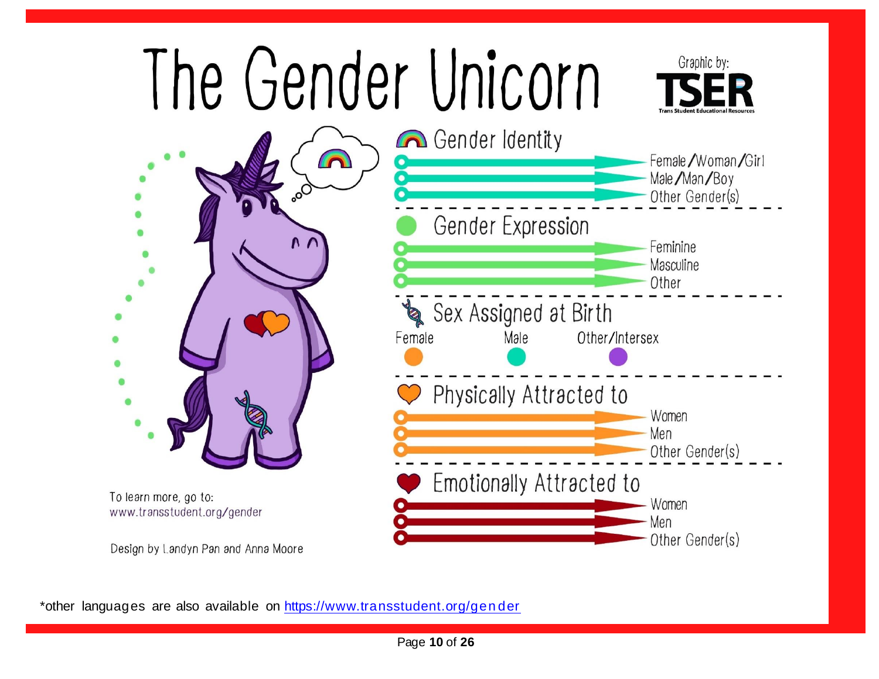# The Gender Unicorn

Graphic by: TSER Trans Student Educational Resources

**Gender Identity**
- Female/Woman/Girl
- Male/Man/Boy
- Other Gender(s)

**Gender Expression**
- Feminine
- Masculine
- Other

**Sex Assigned at Birth**
- Female
- Male
- Other/Intersex

**Physically Attracted to**
- Women
- Men
- Other Gender(s)

**Emotionally Attracted to**
- Women
- Men
- Other Gender(s)

To learn more, go to:
www.transstudent.org/gender

Design by Landyn Pan and Anna Moore

*other languages are also available on https://www.transstudent.org/gender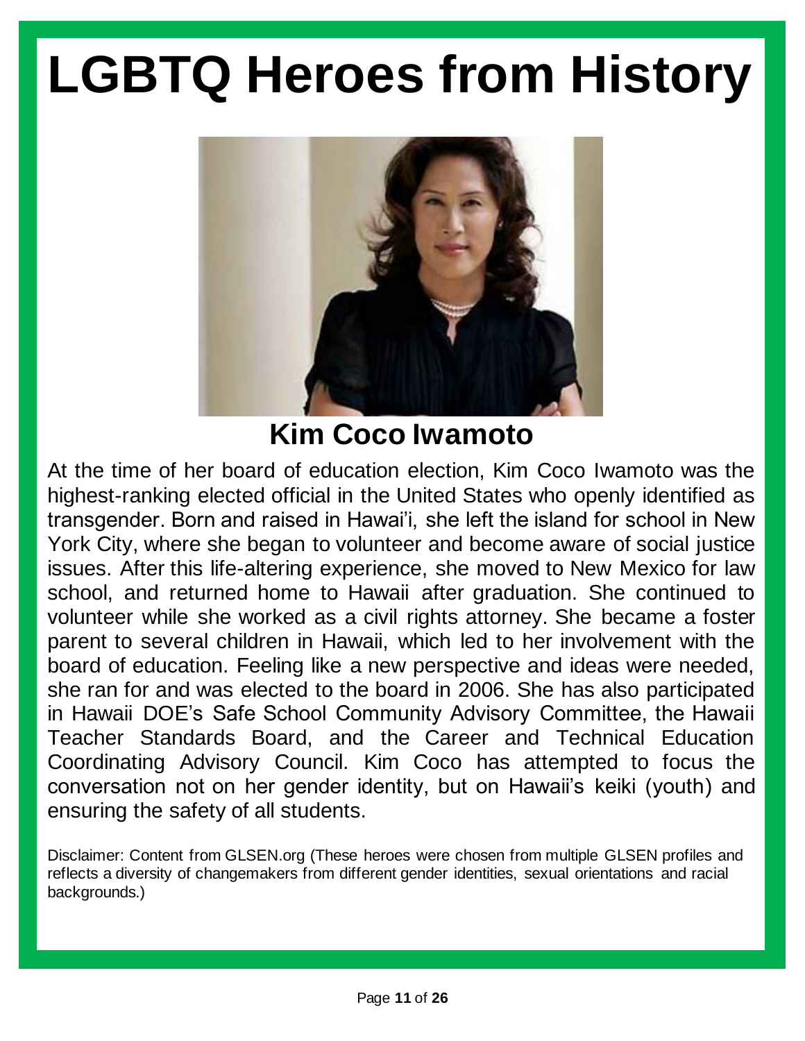# LGBTQ Heroes from History

## Kim Coco Iwamoto

At the time of her board of education election, Kim Coco Iwamoto was the highest-ranking elected official in the United States who openly identified as transgender. Born and raised in Hawai'i, she left the island for school in New York City, where she began to volunteer and become aware of social justice issues. After this life-altering experience, she moved to New Mexico for law school, and returned home to Hawaii after graduation. She continued to volunteer while she worked as a civil rights attorney. She became a foster parent to several children in Hawaii, which led to her involvement with the board of education. Feeling like a new perspective and ideas were needed, she ran for and was elected to the board in 2006. She has also participated in Hawaii DOE's Safe School Community Advisory Committee, the Hawaii Teacher Standards Board, and the Career and Technical Education Coordinating Advisory Council. Kim Coco has attempted to focus the conversation not on her gender identity, but on Hawaii's keiki (youth) and ensuring the safety of all students.

Disclaimer: Content from GLSEN.org (These heroes were chosen from multiple GLSEN profiles and reflects a diversity of changemakers from different gender identities, sexual orientations and racial backgrounds.)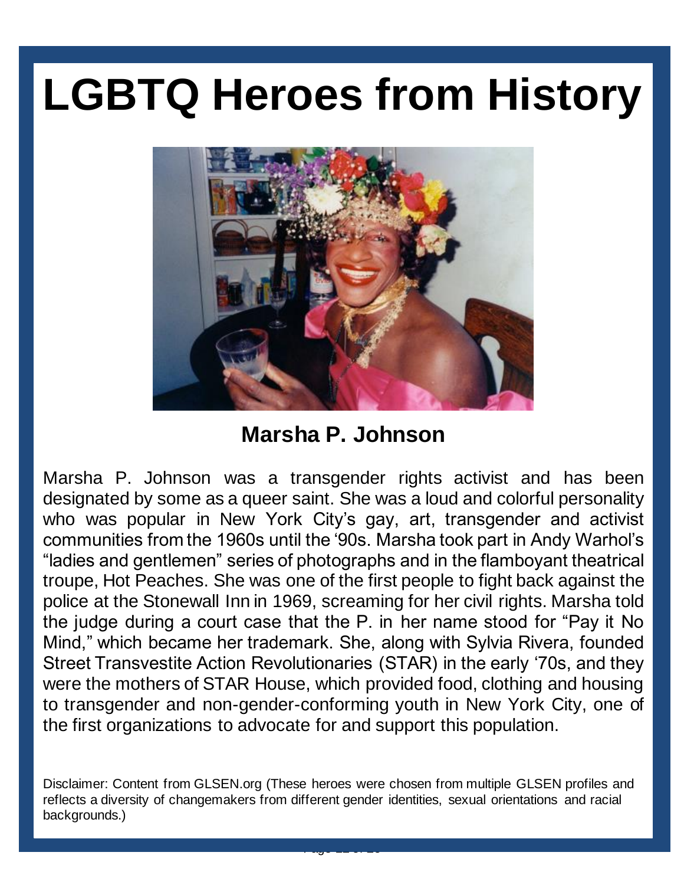# LGBTQ Heroes from History

## Marsha P. Johnson

Marsha P. Johnson was a transgender rights activist and has been designated by some as a queer saint. She was a loud and colorful personality who was popular in New York City's gay, art, transgender and activist communities from the 1960s until the '90s. Marsha took part in Andy Warhol's "ladies and gentlemen" series of photographs and in the flamboyant theatrical troupe, Hot Peaches. She was one of the first people to fight back against the police at the Stonewall Inn in 1969, screaming for her civil rights. Marsha told the judge during a court case that the P. in her name stood for "Pay it No Mind," which became her trademark. She, along with Sylvia Rivera, founded Street Transvestite Action Revolutionaries (STAR) in the early '70s, and they were the mothers of STAR House, which provided food, clothing and housing to transgender and non-gender-conforming youth in New York City, one of the first organizations to advocate for and support this population.

Disclaimer: Content from GLSEN.org (These heroes were chosen from multiple GLSEN profiles and reflects a diversity of changemakers from different gender identities, sexual orientations and racial backgrounds.)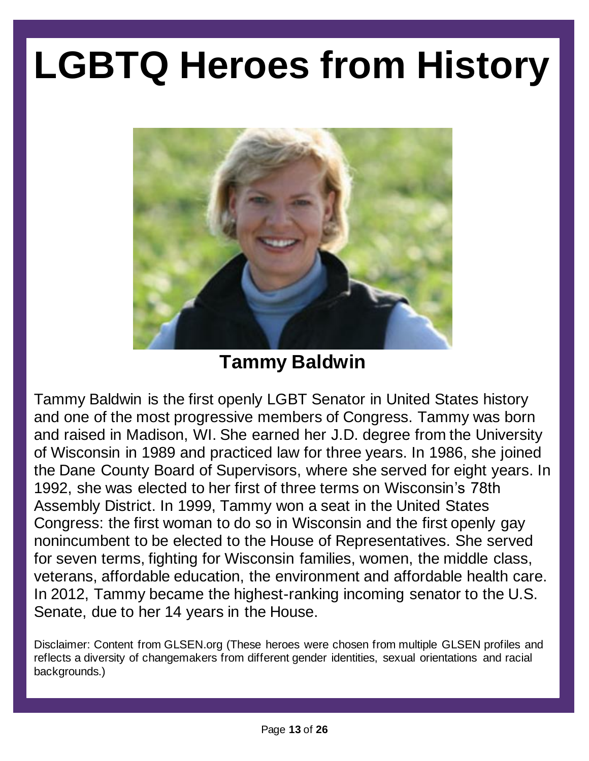# LGBTQ Heroes from History

**Tammy Baldwin**

Tammy Baldwin is the first openly LGBT Senator in United States history and one of the most progressive members of Congress. Tammy was born and raised in Madison, WI. She earned her J.D. degree from the University of Wisconsin in 1989 and practiced law for three years. In 1986, she joined the Dane County Board of Supervisors, where she served for eight years. In 1992, she was elected to her first of three terms on Wisconsin's 78th Assembly District. In 1999, Tammy won a seat in the United States Congress: the first woman to do so in Wisconsin and the first openly gay nonincumbent to be elected to the House of Representatives. She served for seven terms, fighting for Wisconsin families, women, the middle class, veterans, affordable education, the environment and affordable health care. In 2012, Tammy became the highest-ranking incoming senator to the U.S. Senate, due to her 14 years in the House.

Disclaimer: Content from GLSEN.org (These heroes were chosen from multiple GLSEN profiles and reflects a diversity of changemakers from different gender identities, sexual orientations and racial backgrounds.)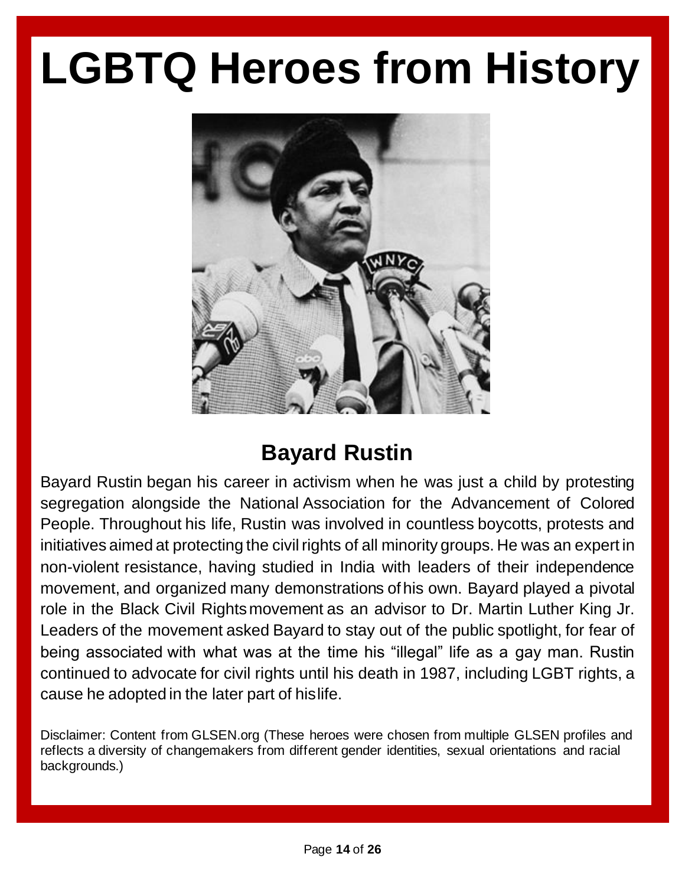# LGBTQ Heroes from History

## Bayard Rustin

Bayard Rustin began his career in activism when he was just a child by protesting segregation alongside the National Association for the Advancement of Colored People. Throughout his life, Rustin was involved in countless boycotts, protests and initiatives aimed at protecting the civil rights of all minority groups. He was an expert in non-violent resistance, having studied in India with leaders of their independence movement, and organized many demonstrations of his own. Bayard played a pivotal role in the Black Civil Rights movement as an advisor to Dr. Martin Luther King Jr. Leaders of the movement asked Bayard to stay out of the public spotlight, for fear of being associated with what was at the time his "illegal" life as a gay man. Rustin continued to advocate for civil rights until his death in 1987, including LGBT rights, a cause he adopted in the later part of his life.

Disclaimer: Content from GLSEN.org (These heroes were chosen from multiple GLSEN profiles and reflects a diversity of changemakers from different gender identities, sexual orientations and racial backgrounds.)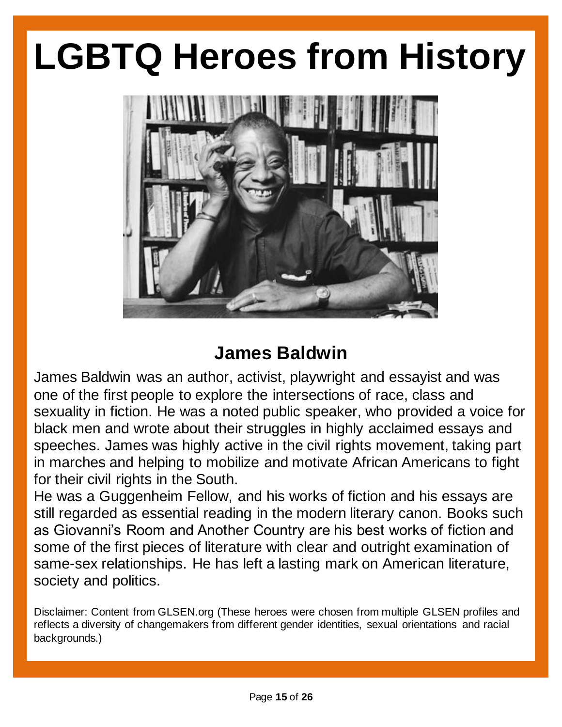# LGBTQ Heroes from History

## James Baldwin

James Baldwin was an author, activist, playwright and essayist and was one of the first people to explore the intersections of race, class and sexuality in fiction. He was a noted public speaker, who provided a voice for black men and wrote about their struggles in highly acclaimed essays and speeches. James was highly active in the civil rights movement, taking part in marches and helping to mobilize and motivate African Americans to fight for their civil rights in the South.

He was a Guggenheim Fellow, and his works of fiction and his essays are still regarded as essential reading in the modern literary canon. Books such as Giovanni's Room and Another Country are his best works of fiction and some of the first pieces of literature with clear and outright examination of same-sex relationships. He has left a lasting mark on American literature, society and politics.

Disclaimer: Content from GLSEN.org (These heroes were chosen from multiple GLSEN profiles and reflects a diversity of changemakers from different gender identities, sexual orientations and racial backgrounds.)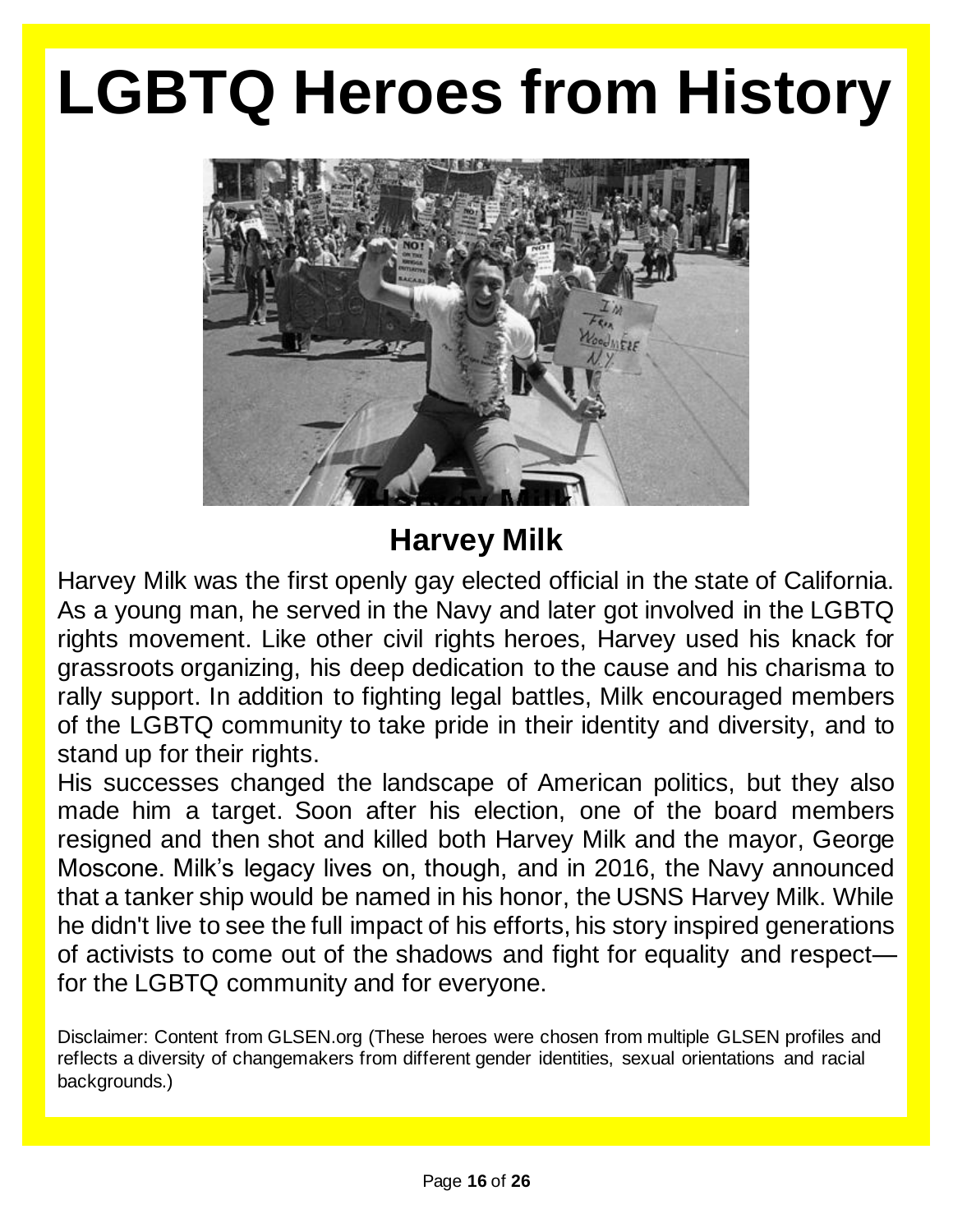# LGBTQ Heroes from History

## Harvey Milk

Harvey Milk was the first openly gay elected official in the state of California. As a young man, he served in the Navy and later got involved in the LGBTQ rights movement. Like other civil rights heroes, Harvey used his knack for grassroots organizing, his deep dedication to the cause and his charisma to rally support. In addition to fighting legal battles, Milk encouraged members of the LGBTQ community to take pride in their identity and diversity, and to stand up for their rights.

His successes changed the landscape of American politics, but they also made him a target. Soon after his election, one of the board members resigned and then shot and killed both Harvey Milk and the mayor, George Moscone. Milk's legacy lives on, though, and in 2016, the Navy announced that a tanker ship would be named in his honor, the USNS Harvey Milk. While he didn't live to see the full impact of his efforts, his story inspired generations of activists to come out of the shadows and fight for equality and respect—for the LGBTQ community and for everyone.

Disclaimer: Content from GLSEN.org (These heroes were chosen from multiple GLSEN profiles and reflects a diversity of changemakers from different gender identities, sexual orientations and racial backgrounds.)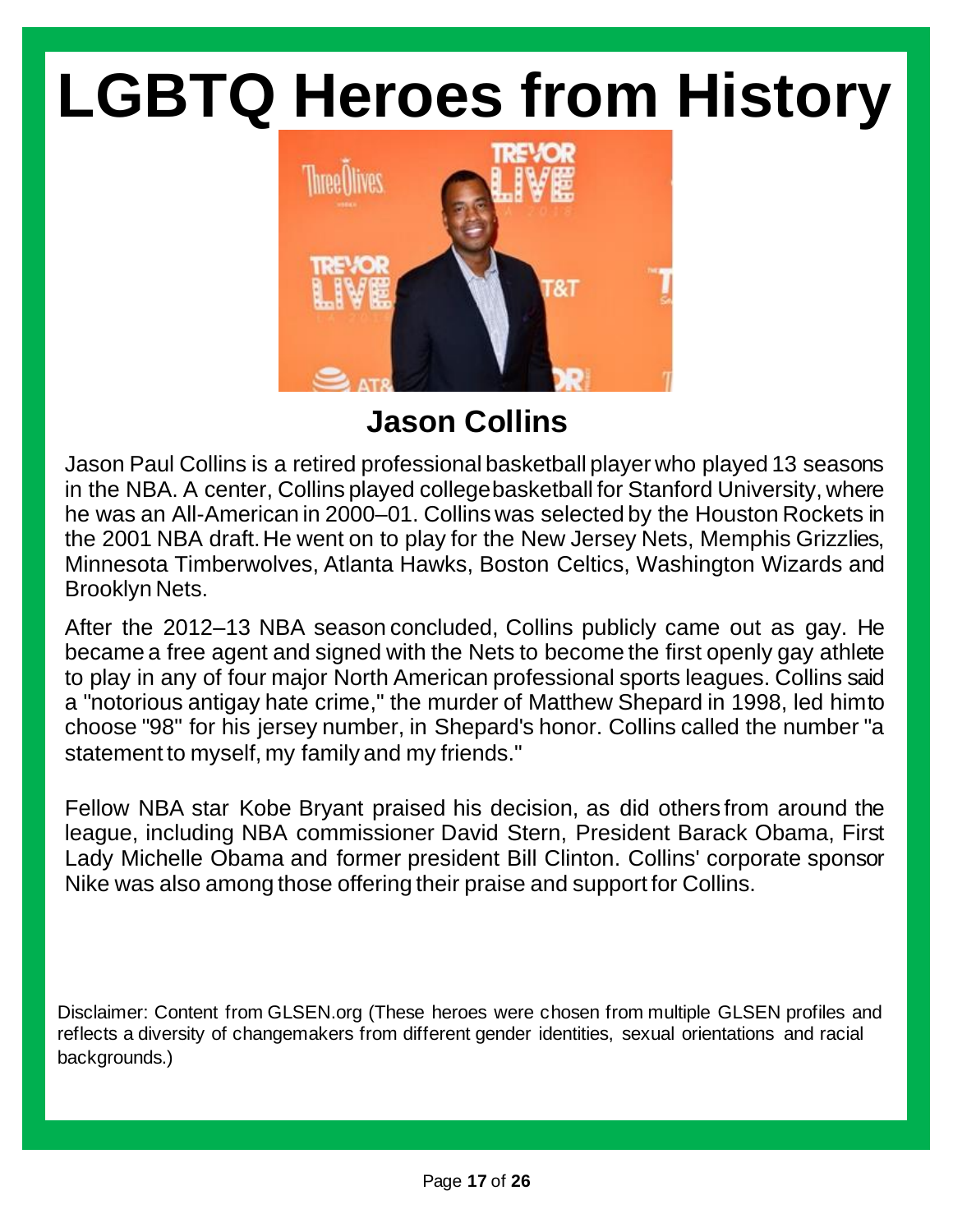# LGBTQ Heroes from History

## Jason Collins

Jason Paul Collins is a retired professional basketball player who played 13 seasons in the NBA. A center, Collins played college basketball for Stanford University, where he was an All-American in 2000–01. Collins was selected by the Houston Rockets in the 2001 NBA draft. He went on to play for the New Jersey Nets, Memphis Grizzlies, Minnesota Timberwolves, Atlanta Hawks, Boston Celtics, Washington Wizards and Brooklyn Nets.

After the 2012–13 NBA season concluded, Collins publicly came out as gay. He became a free agent and signed with the Nets to become the first openly gay athlete to play in any of four major North American professional sports leagues. Collins said a "notorious antigay hate crime," the murder of Matthew Shepard in 1998, led him to choose "98" for his jersey number, in Shepard's honor. Collins called the number "a statement to myself, my family and my friends."

Fellow NBA star Kobe Bryant praised his decision, as did others from around the league, including NBA commissioner David Stern, President Barack Obama, First Lady Michelle Obama and former president Bill Clinton. Collins' corporate sponsor Nike was also among those offering their praise and support for Collins.

Disclaimer: Content from GLSEN.org (These heroes were chosen from multiple GLSEN profiles and reflects a diversity of changemakers from different gender identities, sexual orientations and racial backgrounds.)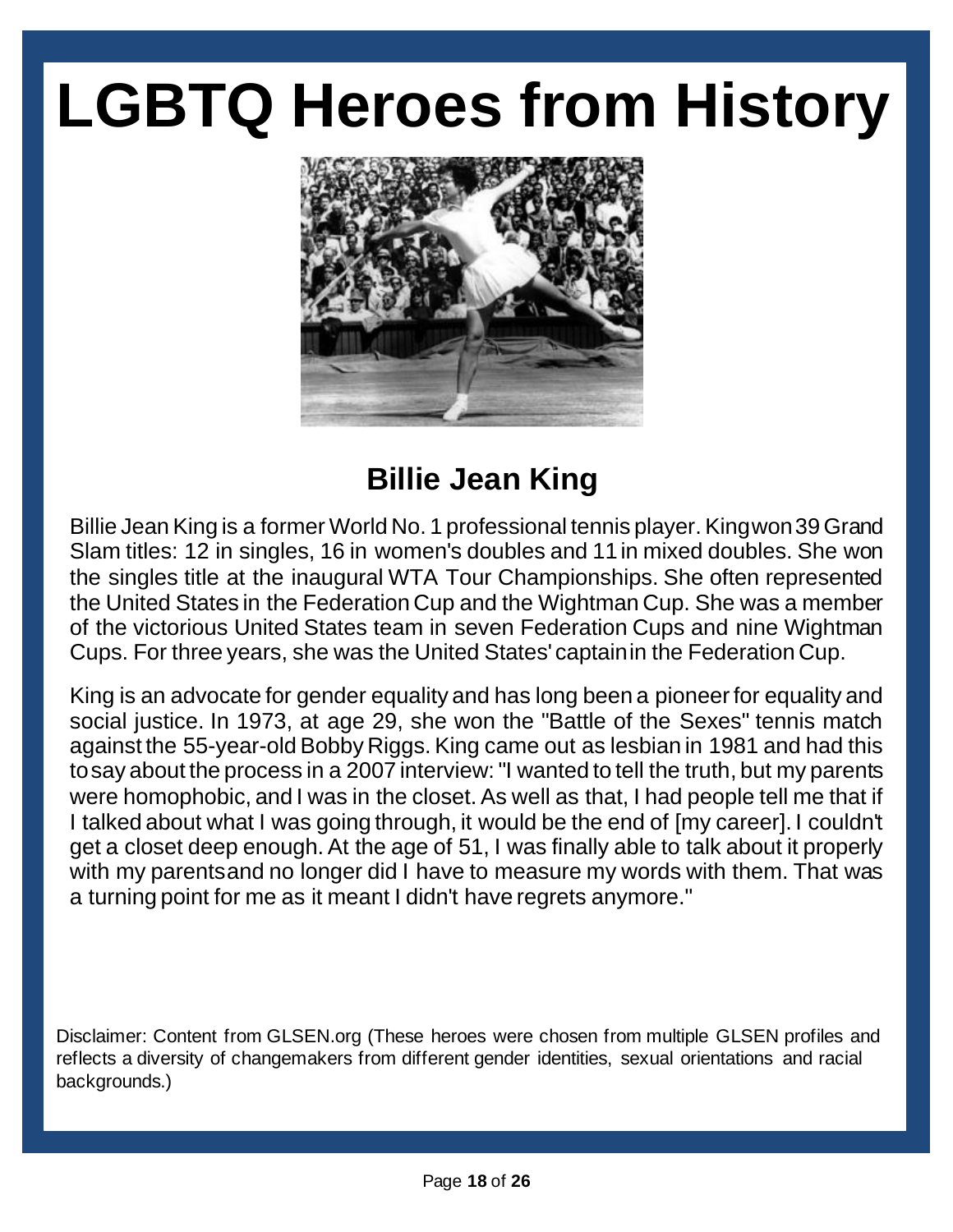# LGBTQ Heroes from History

## Billie Jean King

Billie Jean King is a former World No. 1 professional tennis player. King won 39 Grand Slam titles: 12 in singles, 16 in women's doubles and 11 in mixed doubles. She won the singles title at the inaugural WTA Tour Championships. She often represented the United States in the Federation Cup and the Wightman Cup. She was a member of the victorious United States team in seven Federation Cups and nine Wightman Cups. For three years, she was the United States' captain in the Federation Cup.

King is an advocate for gender equality and has long been a pioneer for equality and social justice. In 1973, at age 29, she won the "Battle of the Sexes" tennis match against the 55-year-old Bobby Riggs. King came out as lesbian in 1981 and had this to say about the process in a 2007 interview: "I wanted to tell the truth, but my parents were homophobic, and I was in the closet. As well as that, I had people tell me that if I talked about what I was going through, it would be the end of [my career]. I couldn't get a closet deep enough. At the age of 51, I was finally able to talk about it properly with my parents and no longer did I have to measure my words with them. That was a turning point for me as it meant I didn't have regrets anymore."

Disclaimer: Content from GLSEN.org (These heroes were chosen from multiple GLSEN profiles and reflects a diversity of changemakers from different gender identities, sexual orientations and racial backgrounds.)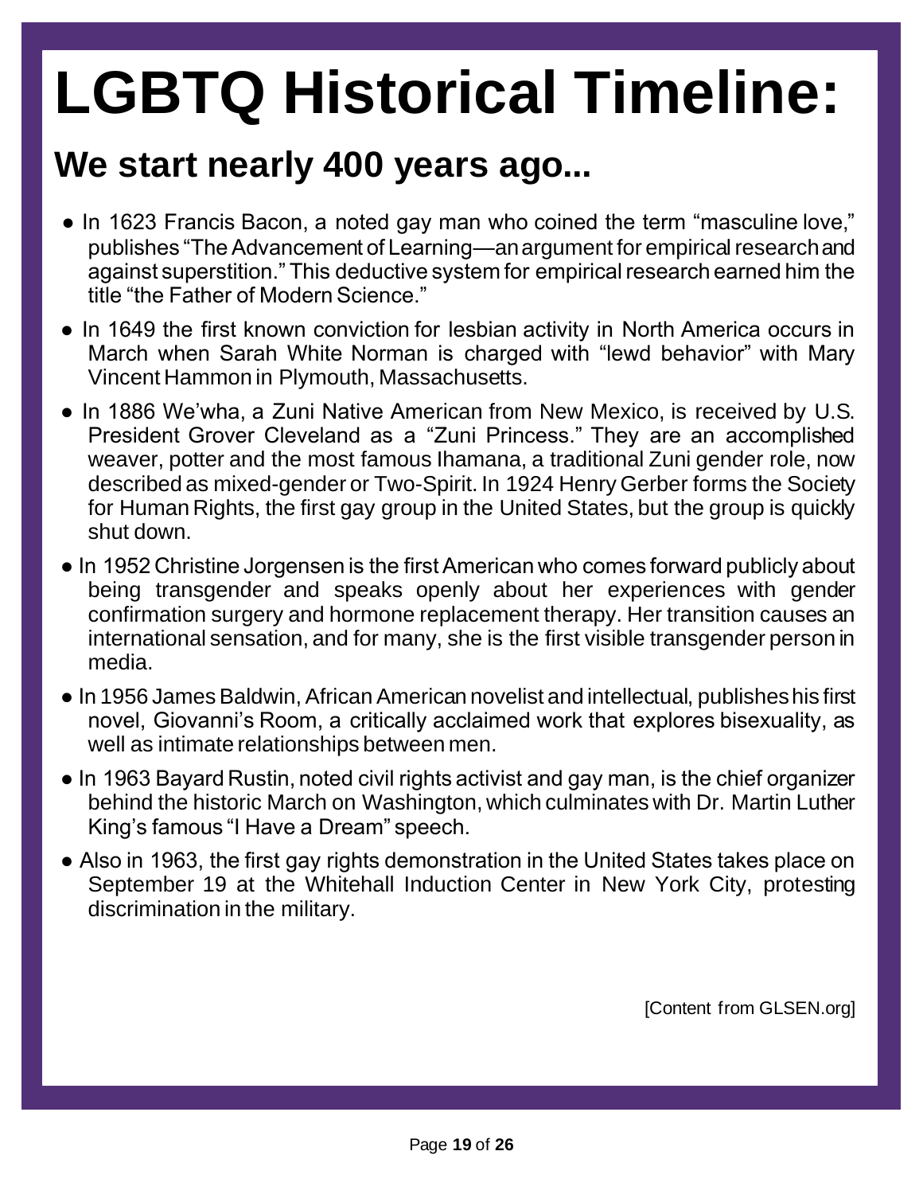# LGBTQ Historical Timeline:

## We start nearly 400 years ago...

- In 1623 Francis Bacon, a noted gay man who coined the term "masculine love," publishes "The Advancement of Learning—an argument for empirical research and against superstition." This deductive system for empirical research earned him the title "the Father of Modern Science."
- In 1649 the first known conviction for lesbian activity in North America occurs in March when Sarah White Norman is charged with "lewd behavior" with Mary Vincent Hammon in Plymouth, Massachusetts.
- In 1886 We'wha, a Zuni Native American from New Mexico, is received by U.S. President Grover Cleveland as a "Zuni Princess." They are an accomplished weaver, potter and the most famous Ihamana, a traditional Zuni gender role, now described as mixed-gender or Two-Spirit. In 1924 Henry Gerber forms the Society for Human Rights, the first gay group in the United States, but the group is quickly shut down.
- In 1952 Christine Jorgensen is the first American who comes forward publicly about being transgender and speaks openly about her experiences with gender confirmation surgery and hormone replacement therapy. Her transition causes an international sensation, and for many, she is the first visible transgender person in media.
- In 1956 James Baldwin, African American novelist and intellectual, publishes his first novel, Giovanni's Room, a critically acclaimed work that explores bisexuality, as well as intimate relationships between men.
- In 1963 Bayard Rustin, noted civil rights activist and gay man, is the chief organizer behind the historic March on Washington, which culminates with Dr. Martin Luther King's famous "I Have a Dream" speech.
- Also in 1963, the first gay rights demonstration in the United States takes place on September 19 at the Whitehall Induction Center in New York City, protesting discrimination in the military.

[Content from GLSEN.org]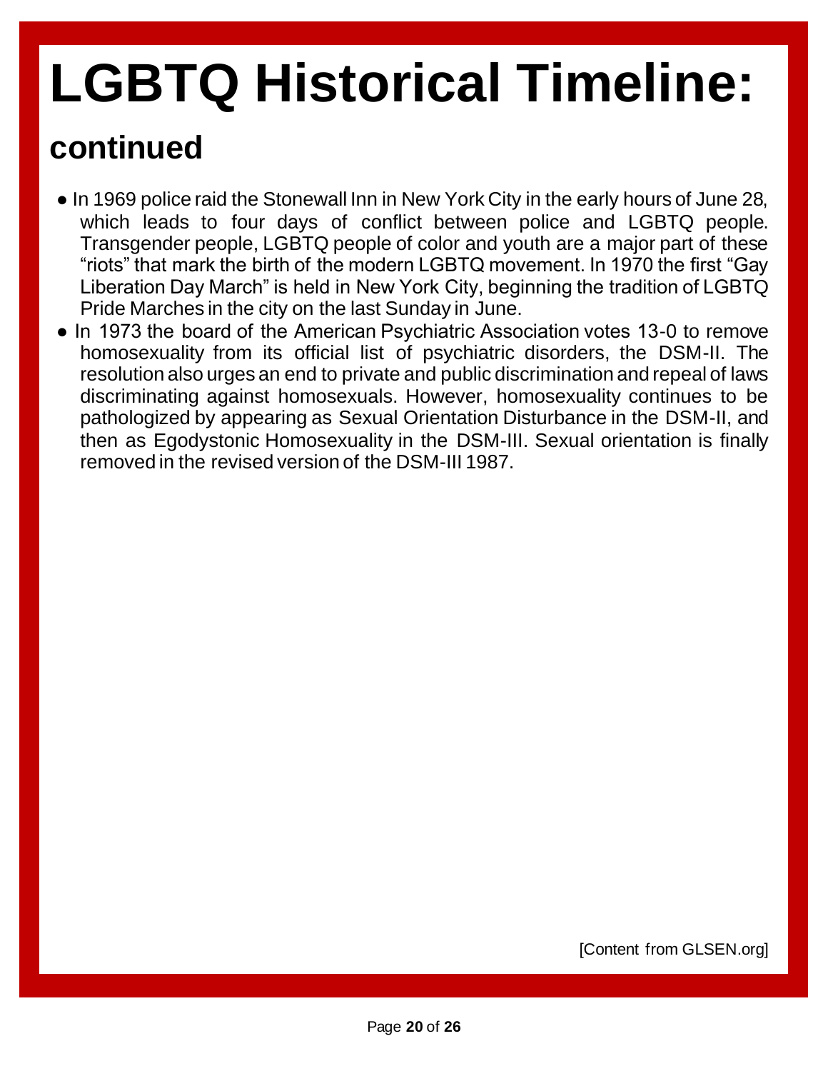# LGBTQ Historical Timeline:

## continued

- In 1969 police raid the Stonewall Inn in New York City in the early hours of June 28, which leads to four days of conflict between police and LGBTQ people. Transgender people, LGBTQ people of color and youth are a major part of these "riots" that mark the birth of the modern LGBTQ movement. In 1970 the first "Gay Liberation Day March" is held in New York City, beginning the tradition of LGBTQ Pride Marches in the city on the last Sunday in June.
- In 1973 the board of the American Psychiatric Association votes 13-0 to remove homosexuality from its official list of psychiatric disorders, the DSM-II. The resolution also urges an end to private and public discrimination and repeal of laws discriminating against homosexuals. However, homosexuality continues to be pathologized by appearing as Sexual Orientation Disturbance in the DSM-II, and then as Egodystonic Homosexuality in the DSM-III. Sexual orientation is finally removed in the revised version of the DSM-III 1987.

[Content from GLSEN.org]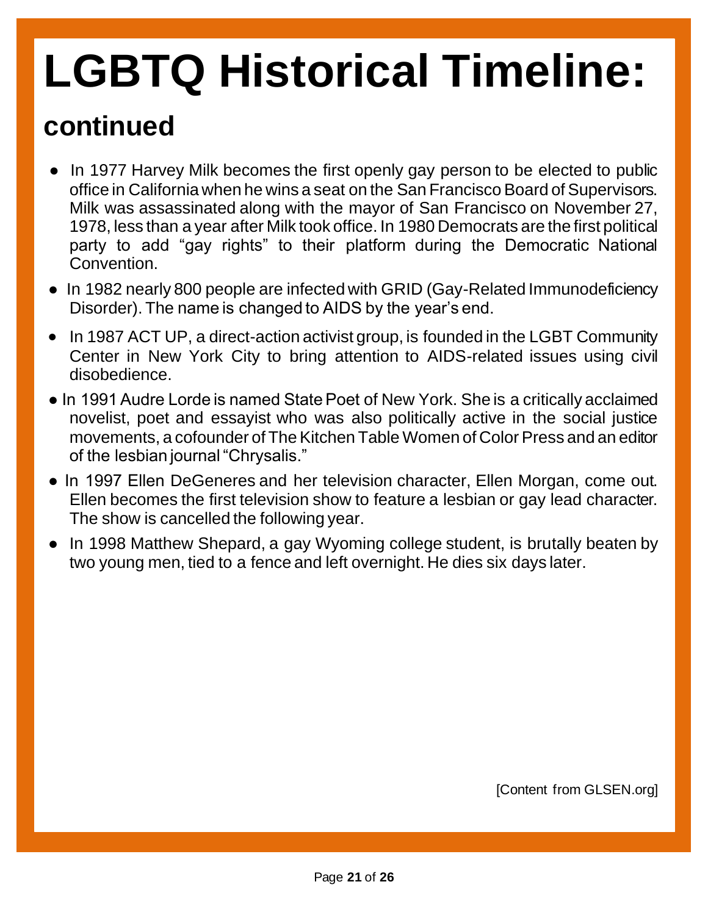# LGBTQ Historical Timeline:

## continued

- In 1977 Harvey Milk becomes the first openly gay person to be elected to public office in California when he wins a seat on the San Francisco Board of Supervisors. Milk was assassinated along with the mayor of San Francisco on November 27, 1978, less than a year after Milk took office. In 1980 Democrats are the first political party to add "gay rights" to their platform during the Democratic National Convention.
- In 1982 nearly 800 people are infected with GRID (Gay-Related Immunodeficiency Disorder). The name is changed to AIDS by the year's end.
- In 1987 ACT UP, a direct-action activist group, is founded in the LGBT Community Center in New York City to bring attention to AIDS-related issues using civil disobedience.
- In 1991 Audre Lorde is named State Poet of New York. She is a critically acclaimed novelist, poet and essayist who was also politically active in the social justice movements, a cofounder of The Kitchen Table Women of Color Press and an editor of the lesbian journal "Chrysalis."
- In 1997 Ellen DeGeneres and her television character, Ellen Morgan, come out. Ellen becomes the first television show to feature a lesbian or gay lead character. The show is cancelled the following year.
- In 1998 Matthew Shepard, a gay Wyoming college student, is brutally beaten by two young men, tied to a fence and left overnight. He dies six days later.

[Content from GLSEN.org]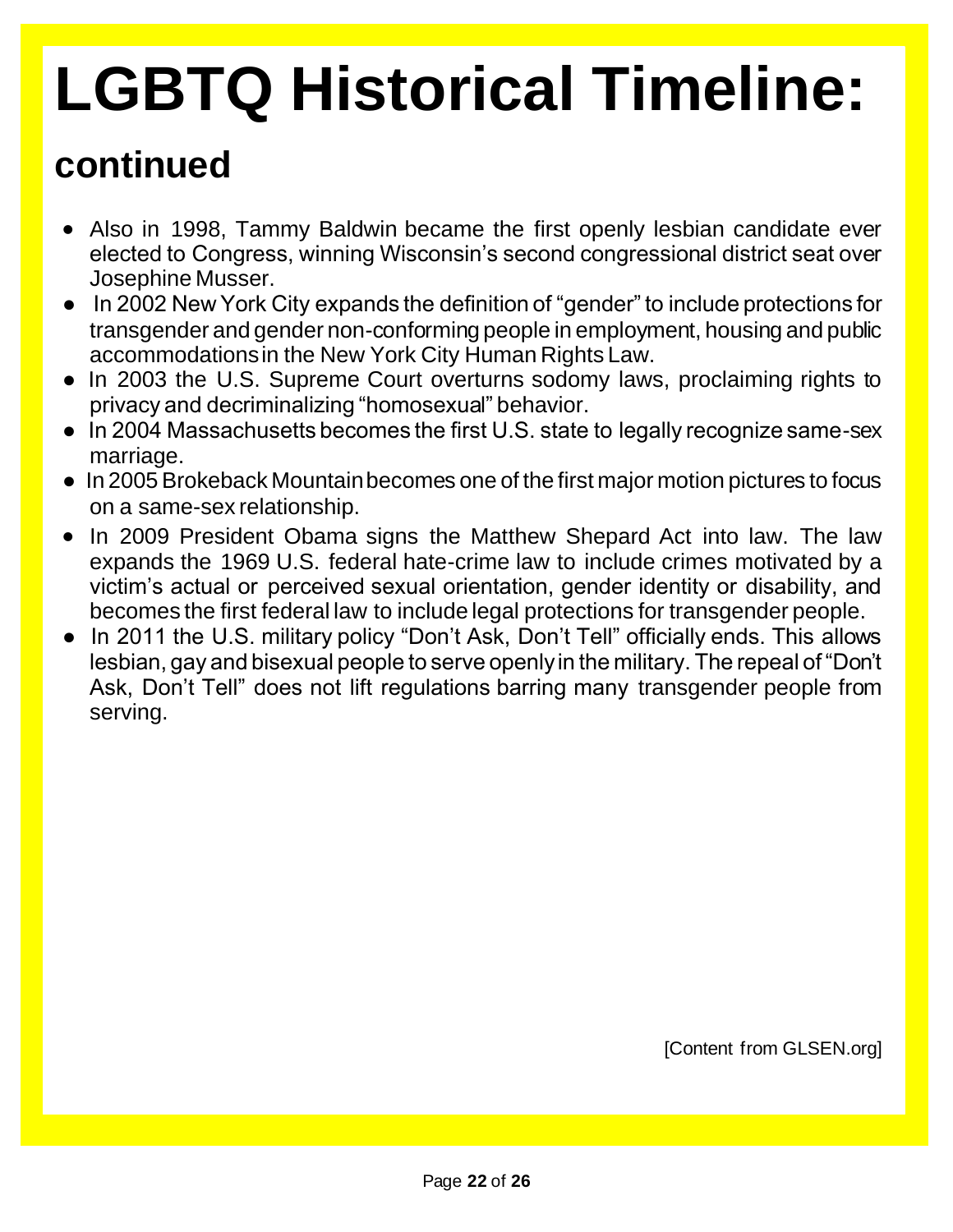# LGBTQ Historical Timeline:

## continued

- Also in 1998, Tammy Baldwin became the first openly lesbian candidate ever elected to Congress, winning Wisconsin's second congressional district seat over Josephine Musser.
- In 2002 New York City expands the definition of "gender" to include protections for transgender and gender non-conforming people in employment, housing and public accommodations in the New York City Human Rights Law.
- In 2003 the U.S. Supreme Court overturns sodomy laws, proclaiming rights to privacy and decriminalizing "homosexual" behavior.
- In 2004 Massachusetts becomes the first U.S. state to legally recognize same-sex marriage.
- In 2005 Brokeback Mountain becomes one of the first major motion pictures to focus on a same-sex relationship.
- In 2009 President Obama signs the Matthew Shepard Act into law. The law expands the 1969 U.S. federal hate-crime law to include crimes motivated by a victim's actual or perceived sexual orientation, gender identity or disability, and becomes the first federal law to include legal protections for transgender people.
- In 2011 the U.S. military policy "Don't Ask, Don't Tell" officially ends. This allows lesbian, gay and bisexual people to serve openly in the military. The repeal of "Don't Ask, Don't Tell" does not lift regulations barring many transgender people from serving.

[Content from GLSEN.org]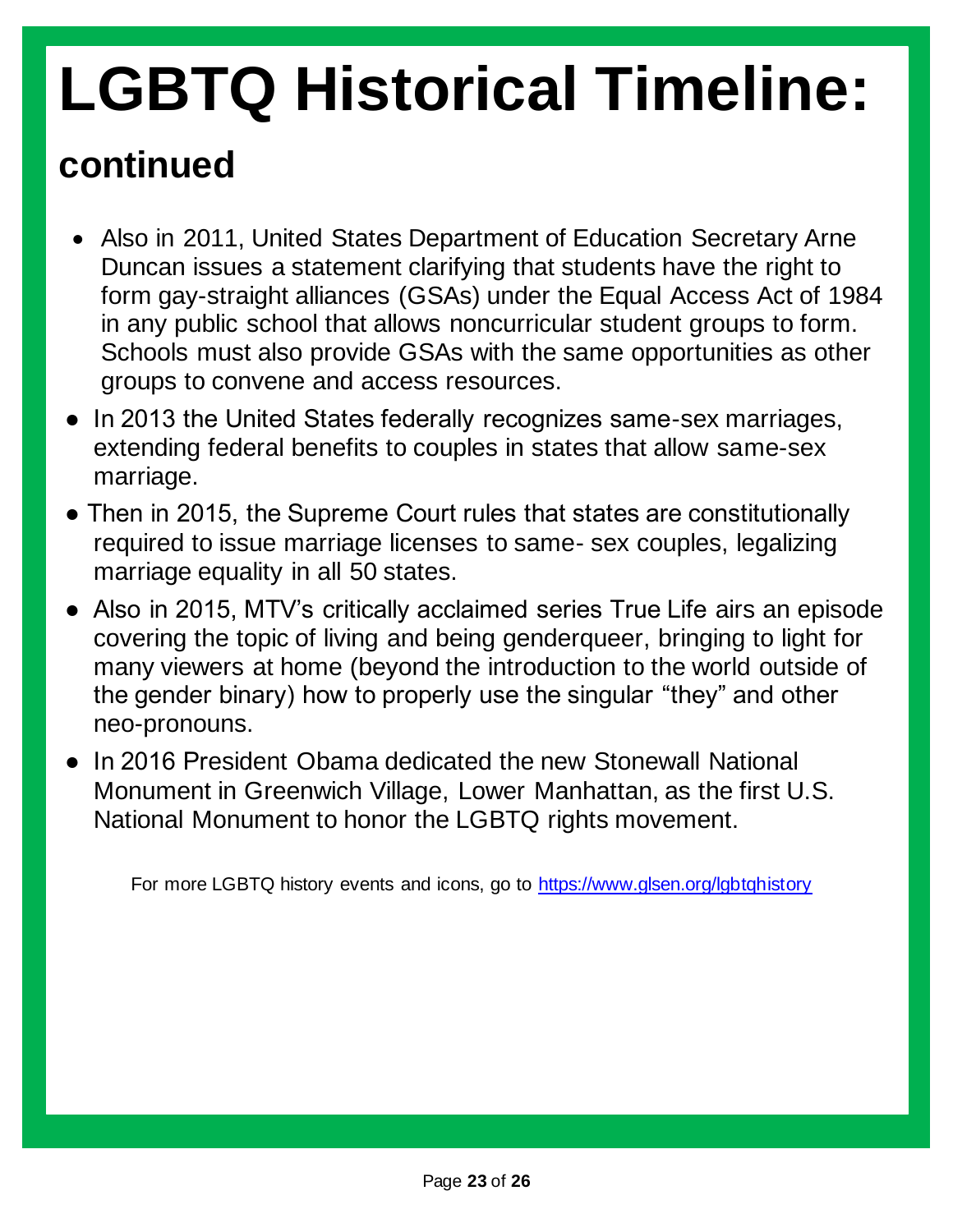# LGBTQ Historical Timeline:

## continued

- Also in 2011, United States Department of Education Secretary Arne Duncan issues a statement clarifying that students have the right to form gay-straight alliances (GSAs) under the Equal Access Act of 1984 in any public school that allows noncurricular student groups to form. Schools must also provide GSAs with the same opportunities as other groups to convene and access resources.
- In 2013 the United States federally recognizes same-sex marriages, extending federal benefits to couples in states that allow same-sex marriage.
- Then in 2015, the Supreme Court rules that states are constitutionally required to issue marriage licenses to same- sex couples, legalizing marriage equality in all 50 states.
- Also in 2015, MTV's critically acclaimed series True Life airs an episode covering the topic of living and being genderqueer, bringing to light for many viewers at home (beyond the introduction to the world outside of the gender binary) how to properly use the singular "they" and other neo-pronouns.
- In 2016 President Obama dedicated the new Stonewall National Monument in Greenwich Village, Lower Manhattan, as the first U.S. National Monument to honor the LGBTQ rights movement.

For more LGBTQ history events and icons, go to [https://www.glsen.org/lgbtqhistory](https://www.glsen.org/lgbtqhistory)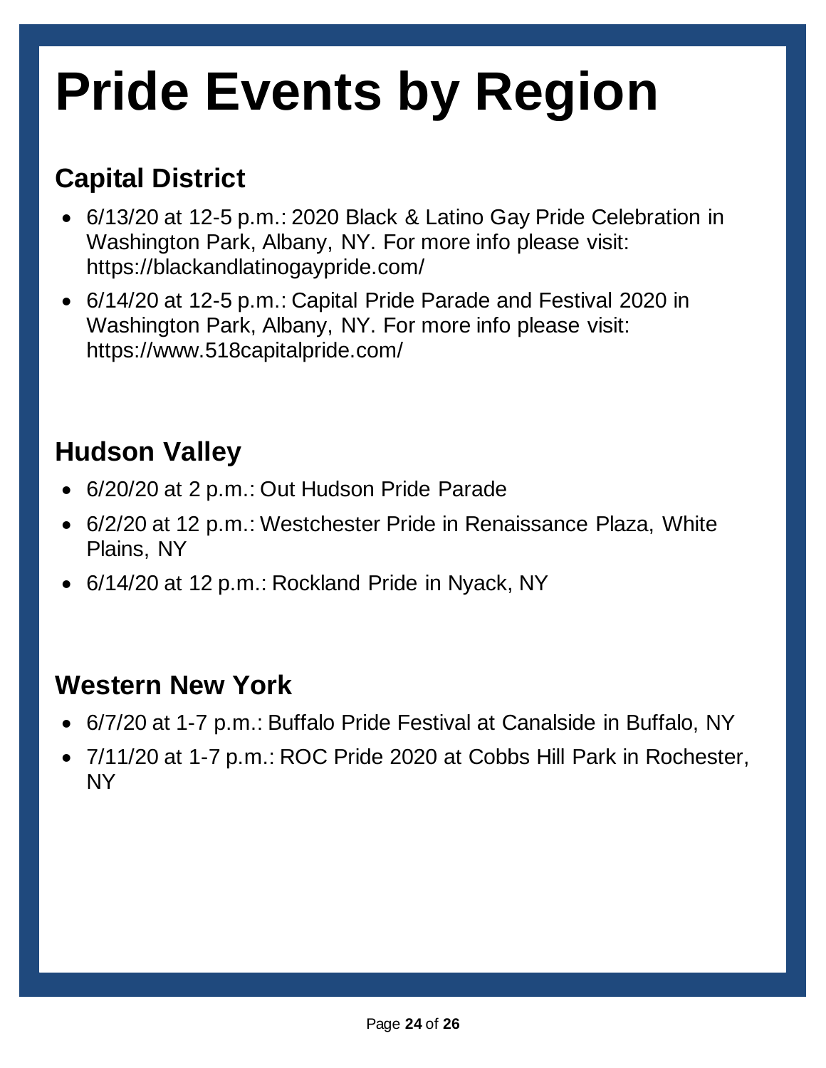# Pride Events by Region

## Capital District

- 6/13/20 at 12-5 p.m.: 2020 Black & Latino Gay Pride Celebration in Washington Park, Albany, NY. For more info please visit: https://blackandlatinogaypride.com/
- 6/14/20 at 12-5 p.m.: Capital Pride Parade and Festival 2020 in Washington Park, Albany, NY. For more info please visit: https://www.518capitalpride.com/

## Hudson Valley

- 6/20/20 at 2 p.m.: Out Hudson Pride Parade
- 6/2/20 at 12 p.m.: Westchester Pride in Renaissance Plaza, White Plains, NY
- 6/14/20 at 12 p.m.: Rockland Pride in Nyack, NY

## Western New York

- 6/7/20 at 1-7 p.m.: Buffalo Pride Festival at Canalside in Buffalo, NY
- 7/11/20 at 1-7 p.m.: ROC Pride 2020 at Cobbs Hill Park in Rochester, NY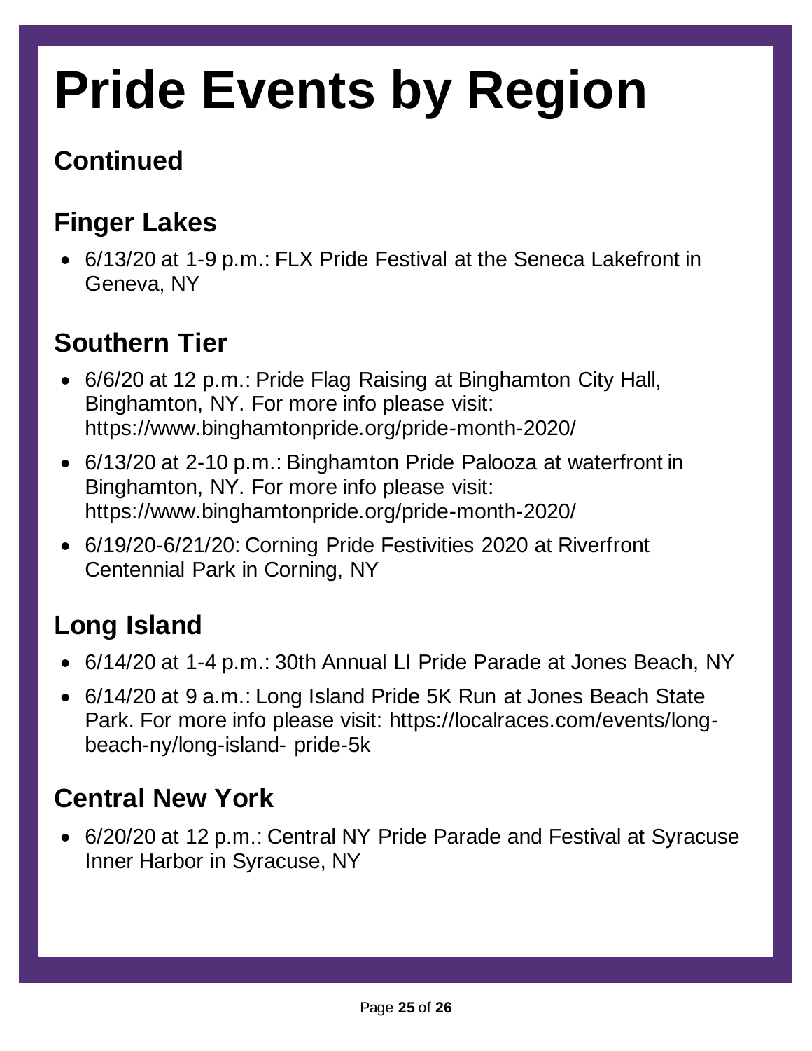# Pride Events by Region

## Continued

## Finger Lakes

- 6/13/20 at 1-9 p.m.: FLX Pride Festival at the Seneca Lakefront in Geneva, NY

## Southern Tier

- 6/6/20 at 12 p.m.: Pride Flag Raising at Binghamton City Hall, Binghamton, NY. For more info please visit: https://www.binghamtonpride.org/pride-month-2020/
- 6/13/20 at 2-10 p.m.: Binghamton Pride Palooza at waterfront in Binghamton, NY. For more info please visit: https://www.binghamtonpride.org/pride-month-2020/
- 6/19/20-6/21/20: Corning Pride Festivities 2020 at Riverfront Centennial Park in Corning, NY

## Long Island

- 6/14/20 at 1-4 p.m.: 30th Annual LI Pride Parade at Jones Beach, NY
- 6/14/20 at 9 a.m.: Long Island Pride 5K Run at Jones Beach State Park. For more info please visit: https://localraces.com/events/long-beach-ny/long-island- pride-5k

## Central New York

- 6/20/20 at 12 p.m.: Central NY Pride Parade and Festival at Syracuse Inner Harbor in Syracuse, NY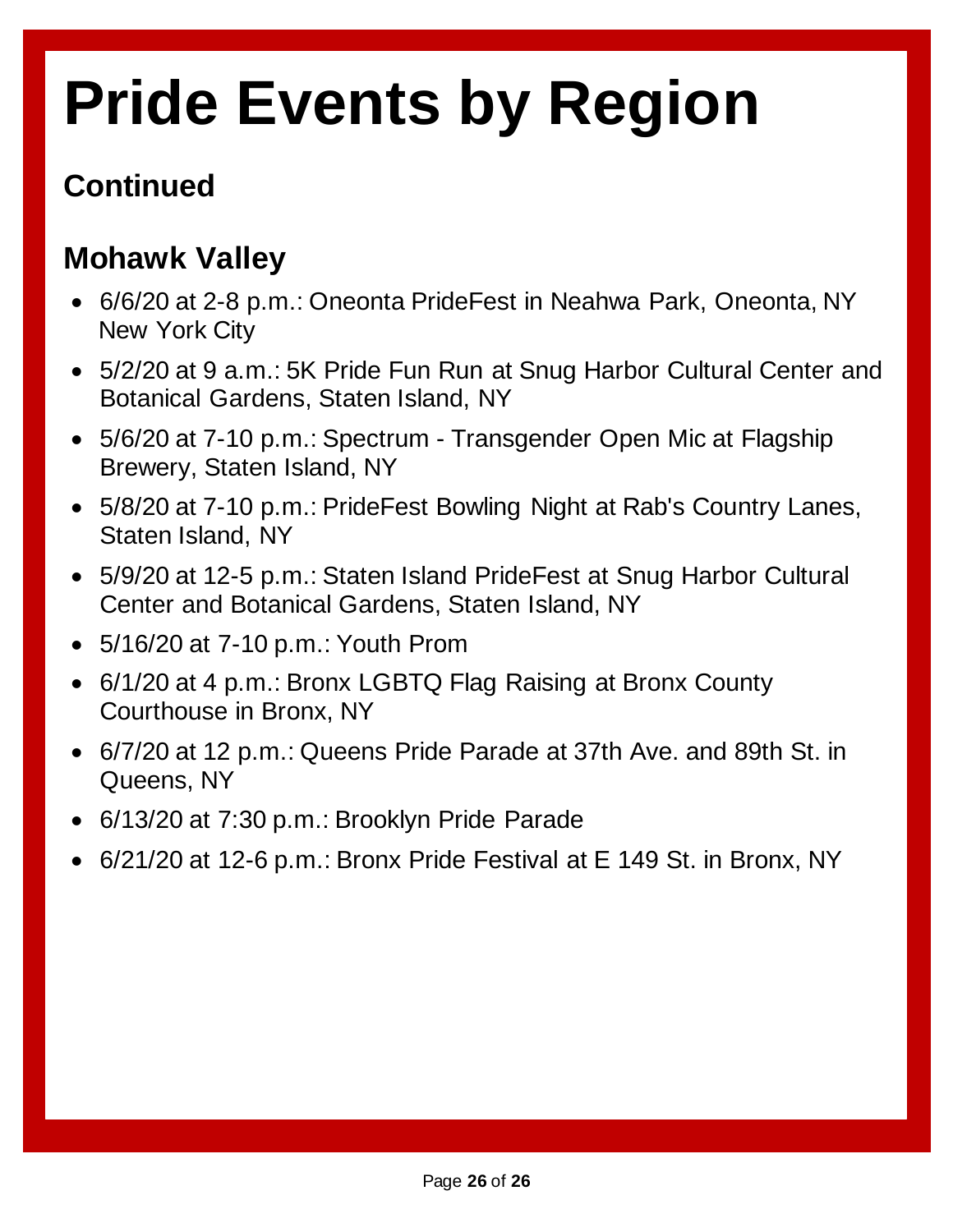# Pride Events by Region

## Continued

## Mohawk Valley

- 6/6/20 at 2-8 p.m.: Oneonta PrideFest in Neahwa Park, Oneonta, NY
  New York City
- 5/2/20 at 9 a.m.: 5K Pride Fun Run at Snug Harbor Cultural Center and Botanical Gardens, Staten Island, NY
- 5/6/20 at 7-10 p.m.: Spectrum - Transgender Open Mic at Flagship Brewery, Staten Island, NY
- 5/8/20 at 7-10 p.m.: PrideFest Bowling Night at Rab's Country Lanes, Staten Island, NY
- 5/9/20 at 12-5 p.m.: Staten Island PrideFest at Snug Harbor Cultural Center and Botanical Gardens, Staten Island, NY
- 5/16/20 at 7-10 p.m.: Youth Prom
- 6/1/20 at 4 p.m.: Bronx LGBTQ Flag Raising at Bronx County Courthouse in Bronx, NY
- 6/7/20 at 12 p.m.: Queens Pride Parade at 37th Ave. and 89th St. in Queens, NY
- 6/13/20 at 7:30 p.m.: Brooklyn Pride Parade
- 6/21/20 at 12-6 p.m.: Bronx Pride Festival at E 149 St. in Bronx, NY